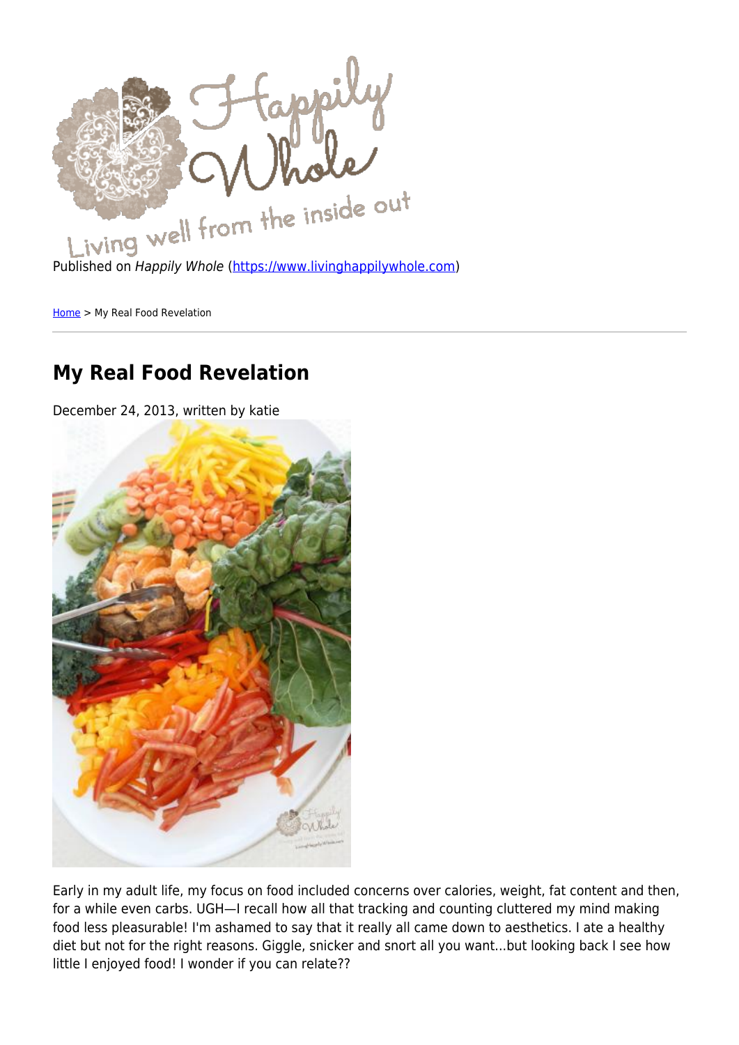Published on *Happily Whole* (https://www.livinghappilywhole.com)

Home > My Real Food Revelation

# My Real Food Revelation

December 24, 2013, written by katie

Early in my adult life, my focus on food included concerns over calories, weight, fat content and then, for a while even carbs. UGH—I recall how all that tracking and counting cluttered my mind making food less pleasurable! I'm ashamed to say that it really all came down to aesthetics. I ate a healthy diet but not for the right reasons. Giggle, snicker and snort all you want...but looking back I see how little I enjoyed food! I wonder if you can relate??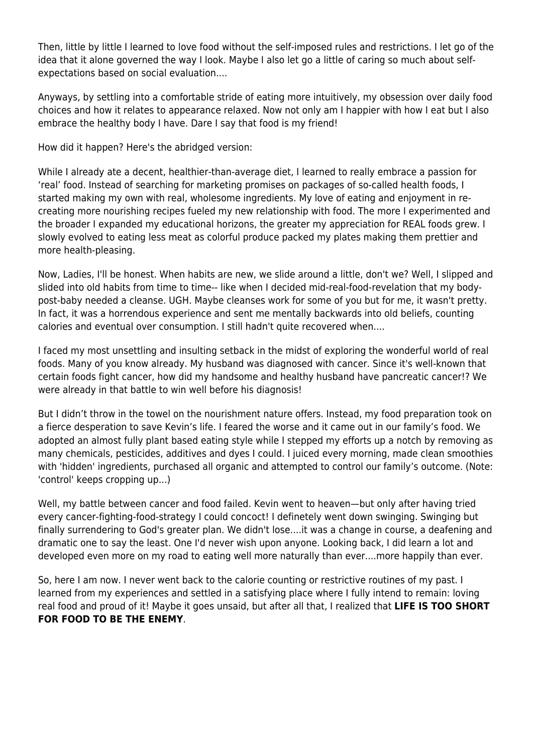Then, little by little I learned to love food without the self-imposed rules and restrictions. I let go of the idea that it alone governed the way I look. Maybe I also let go a little of caring so much about self-expectations based on social evaluation....

Anyways, by settling into a comfortable stride of eating more intuitively, my obsession over daily food choices and how it relates to appearance relaxed. Now not only am I happier with how I eat but I also embrace the healthy body I have. Dare I say that food is my friend!

How did it happen? Here's the abridged version:

While I already ate a decent, healthier-than-average diet, I learned to really embrace a passion for 'real' food. Instead of searching for marketing promises on packages of so-called health foods, I started making my own with real, wholesome ingredients. My love of eating and enjoyment in re-creating more nourishing recipes fueled my new relationship with food. The more I experimented and the broader I expanded my educational horizons, the greater my appreciation for REAL foods grew. I slowly evolved to eating less meat as colorful produce packed my plates making them prettier and more health-pleasing.

Now, Ladies, I'll be honest. When habits are new, we slide around a little, don't we? Well, I slipped and slided into old habits from time to time-- like when I decided mid-real-food-revelation that my body-post-baby needed a cleanse. UGH. Maybe cleanses work for some of you but for me, it wasn't pretty. In fact, it was a horrendous experience and sent me mentally backwards into old beliefs, counting calories and eventual over consumption. I still hadn't quite recovered when....

I faced my most unsettling and insulting setback in the midst of exploring the wonderful world of real foods. Many of you know already. My husband was diagnosed with cancer. Since it's well-known that certain foods fight cancer, how did my handsome and healthy husband have pancreatic cancer!? We were already in that battle to win well before his diagnosis!

But I didn't throw in the towel on the nourishment nature offers. Instead, my food preparation took on a fierce desperation to save Kevin's life. I feared the worse and it came out in our family's food. We adopted an almost fully plant based eating style while I stepped my efforts up a notch by removing as many chemicals, pesticides, additives and dyes I could. I juiced every morning, made clean smoothies with 'hidden' ingredients, purchased all organic and attempted to control our family's outcome. (Note: 'control' keeps cropping up...)

Well, my battle between cancer and food failed. Kevin went to heaven—but only after having tried every cancer-fighting-food-strategy I could concoct! I definetely went down swinging. Swinging but finally surrendering to God's greater plan. We didn't lose....it was a change in course, a deafening and dramatic one to say the least. One I'd never wish upon anyone. Looking back, I did learn a lot and developed even more on my road to eating well more naturally than ever....more happily than ever.

So, here I am now. I never went back to the calorie counting or restrictive routines of my past. I learned from my experiences and settled in a satisfying place where I fully intend to remain: loving real food and proud of it! Maybe it goes unsaid, but after all that, I realized that **LIFE IS TOO SHORT FOR FOOD TO BE THE ENEMY**.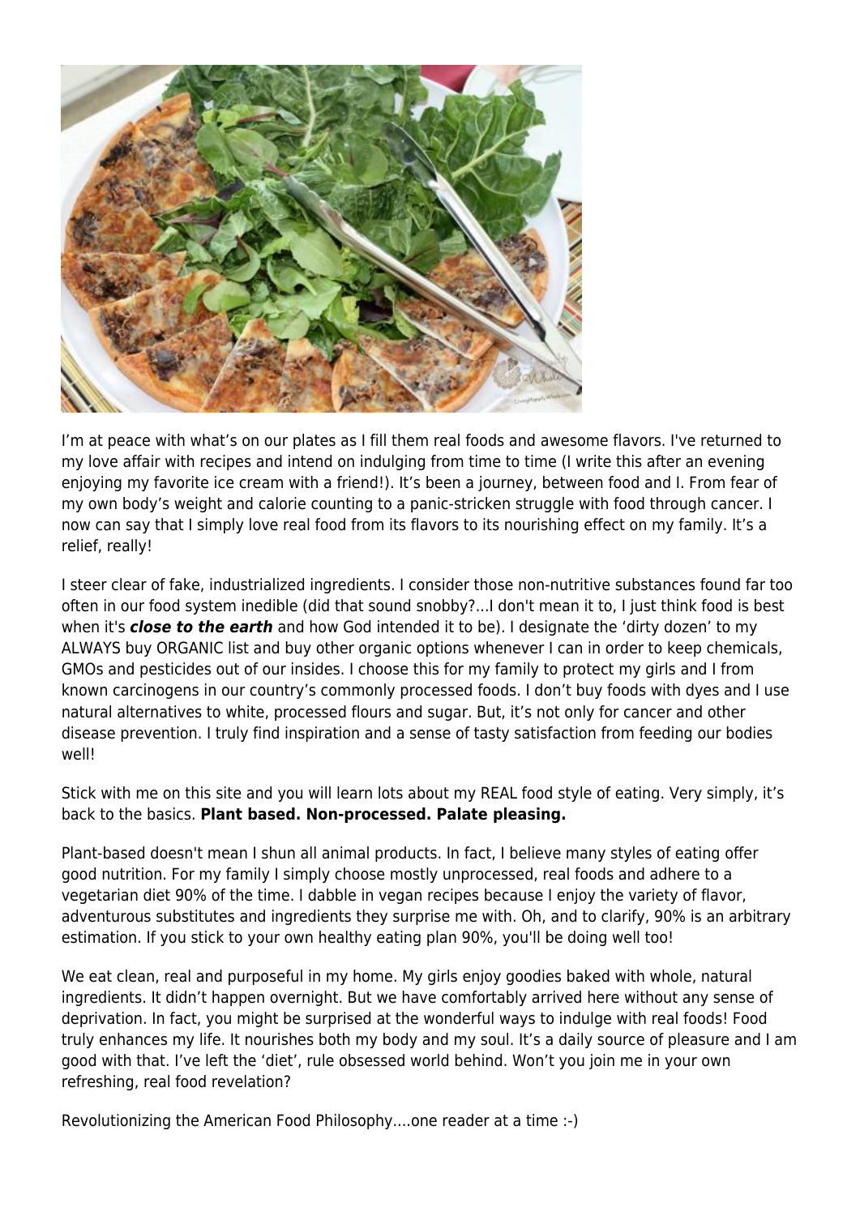I'm at peace with what's on our plates as I fill them real foods and awesome flavors. I've returned to my love affair with recipes and intend on indulging from time to time (I write this after an evening enjoying my favorite ice cream with a friend!). It's been a journey, between food and I. From fear of my own body's weight and calorie counting to a panic-stricken struggle with food through cancer. I now can say that I simply love real food from its flavors to its nourishing effect on my family. It's a relief, really!

I steer clear of fake, industrialized ingredients. I consider those non-nutritive substances found far too often in our food system inedible (did that sound snobby?...I don't mean it to, I just think food is best when it's ***close to the earth*** and how God intended it to be). I designate the 'dirty dozen' to my ALWAYS buy ORGANIC list and buy other organic options whenever I can in order to keep chemicals, GMOs and pesticides out of our insides. I choose this for my family to protect my girls and I from known carcinogens in our country's commonly processed foods. I don't buy foods with dyes and I use natural alternatives to white, processed flours and sugar. But, it's not only for cancer and other disease prevention. I truly find inspiration and a sense of tasty satisfaction from feeding our bodies well!

Stick with me on this site and you will learn lots about my REAL food style of eating. Very simply, it's back to the basics. **Plant based. Non-processed. Palate pleasing.**

Plant-based doesn't mean I shun all animal products. In fact, I believe many styles of eating offer good nutrition. For my family I simply choose mostly unprocessed, real foods and adhere to a vegetarian diet 90% of the time. I dabble in vegan recipes because I enjoy the variety of flavor, adventurous substitutes and ingredients they surprise me with. Oh, and to clarify, 90% is an arbitrary estimation. If you stick to your own healthy eating plan 90%, you'll be doing well too!

We eat clean, real and purposeful in my home. My girls enjoy goodies baked with whole, natural ingredients. It didn't happen overnight. But we have comfortably arrived here without any sense of deprivation. In fact, you might be surprised at the wonderful ways to indulge with real foods! Food truly enhances my life. It nourishes both my body and my soul. It's a daily source of pleasure and I am good with that. I've left the 'diet', rule obsessed world behind. Won't you join me in your own refreshing, real food revelation?

Revolutionizing the American Food Philosophy....one reader at a time :-)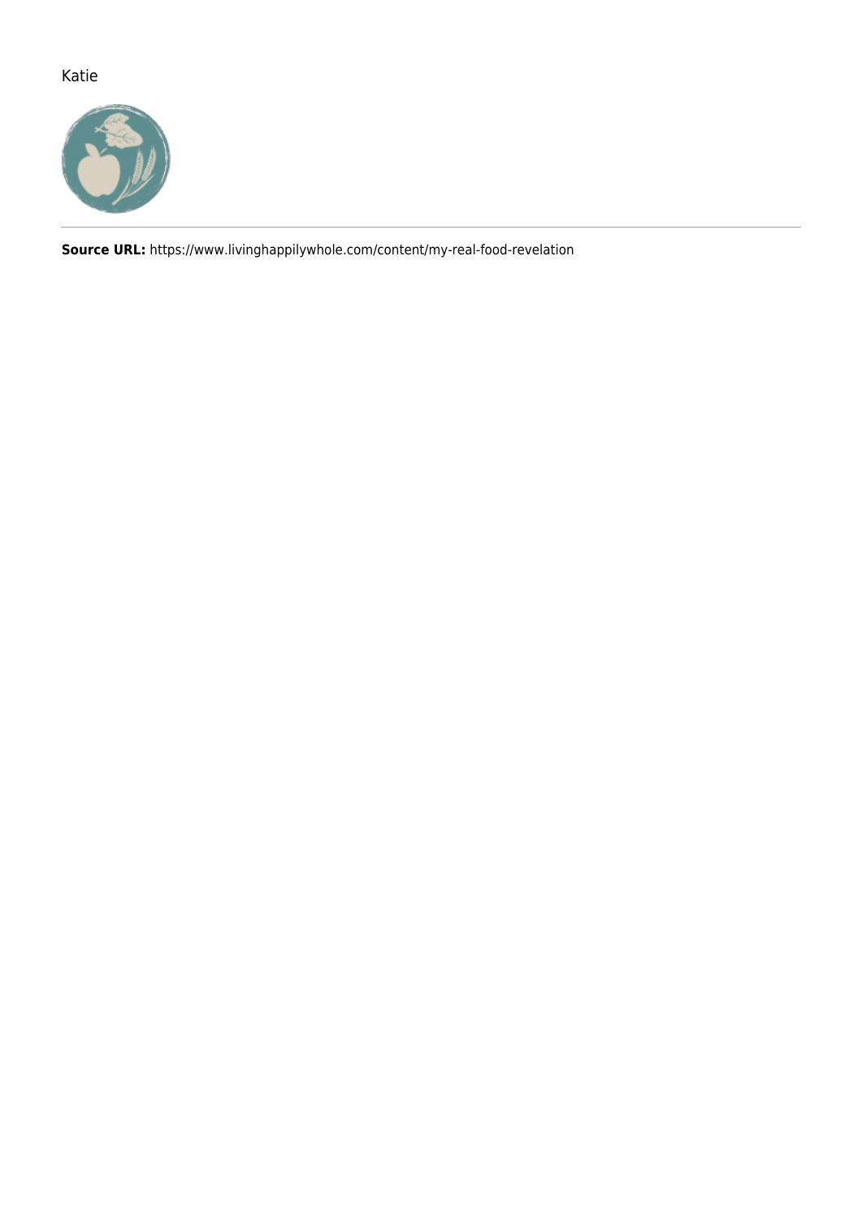Katie

---

**Source URL:** https://www.livinghappilywhole.com/content/my-real-food-revelation